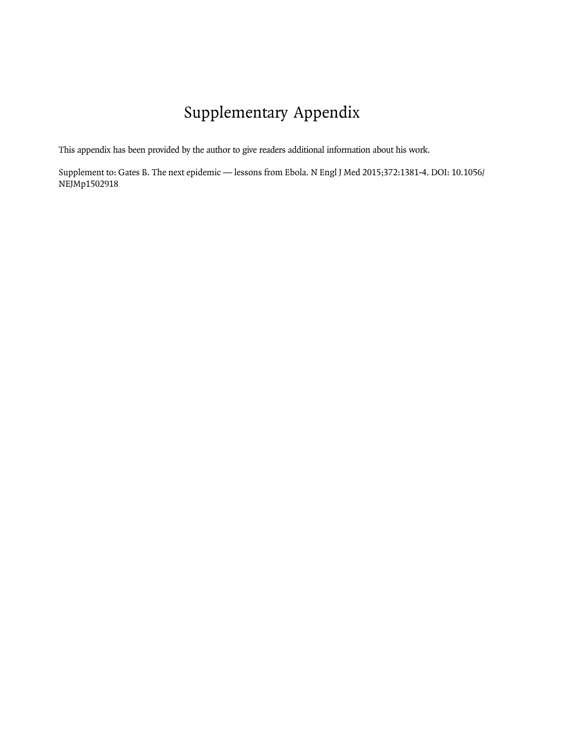# Supplementary Appendix

This appendix has been provided by the author to give readers additional information about his work.

Supplement to: Gates B. The next epidemic — lessons from Ebola. N Engl J Med 2015;372:1381-4. DOI: 10.1056/NEJMp1502918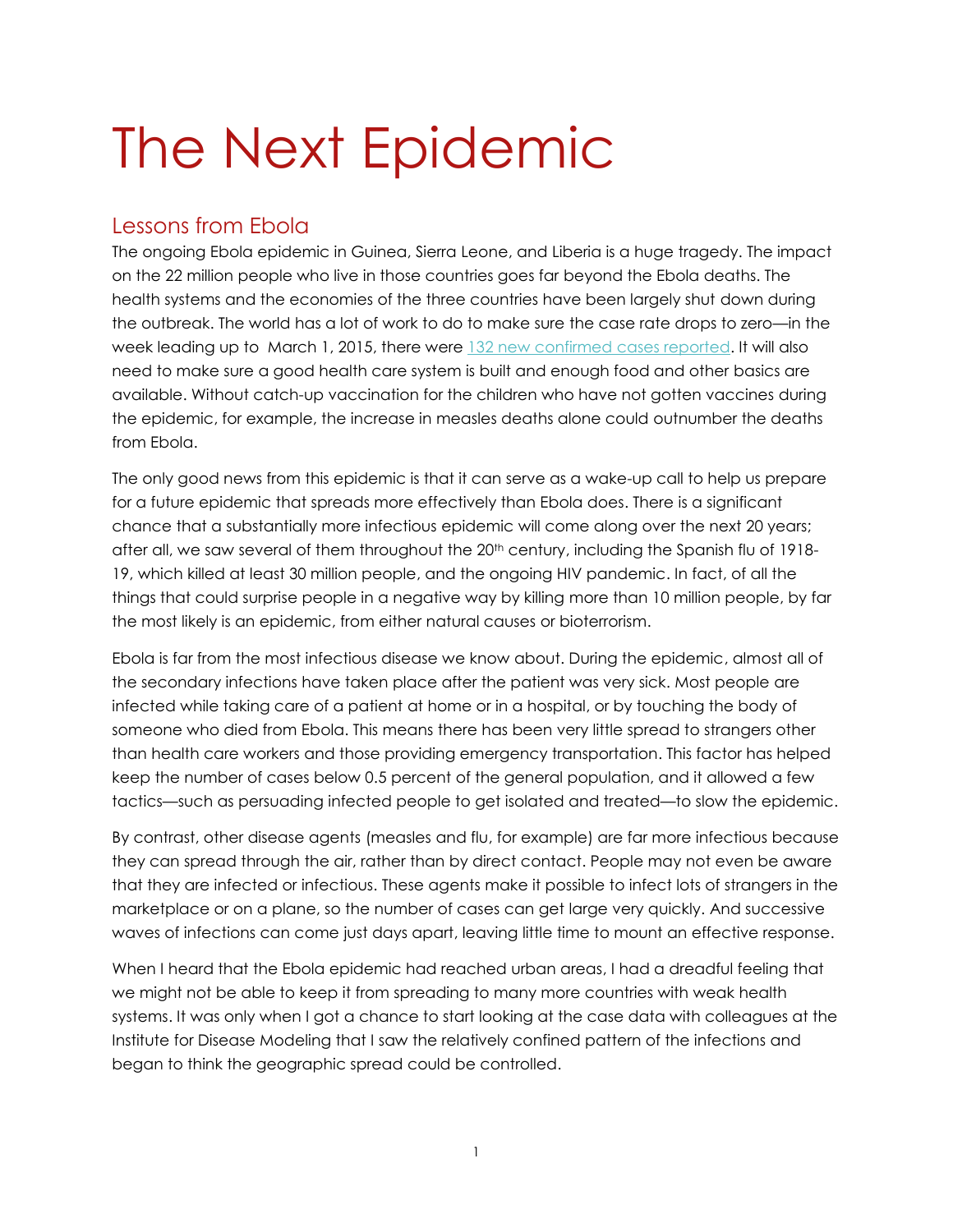# The Next Epidemic

## Lessons from Ebola

The ongoing Ebola epidemic in Guinea, Sierra Leone, and Liberia is a huge tragedy. The impact on the 22 million people who live in those countries goes far beyond the Ebola deaths. The health systems and the economies of the three countries have been largely shut down during the outbreak. The world has a lot of work to do to make sure the case rate drops to zero—in the week leading up to March 1, 2015, there were 132 new confirmed cases reported. It will also need to make sure a good health care system is built and enough food and other basics are available. Without catch-up vaccination for the children who have not gotten vaccines during the epidemic, for example, the increase in measles deaths alone could outnumber the deaths from Ebola.

The only good news from this epidemic is that it can serve as a wake-up call to help us prepare for a future epidemic that spreads more effectively than Ebola does. There is a significant chance that a substantially more infectious epidemic will come along over the next 20 years; after all, we saw several of them throughout the 20th century, including the Spanish flu of 1918-19, which killed at least 30 million people, and the ongoing HIV pandemic. In fact, of all the things that could surprise people in a negative way by killing more than 10 million people, by far the most likely is an epidemic, from either natural causes or bioterrorism.

Ebola is far from the most infectious disease we know about. During the epidemic, almost all of the secondary infections have taken place after the patient was very sick. Most people are infected while taking care of a patient at home or in a hospital, or by touching the body of someone who died from Ebola. This means there has been very little spread to strangers other than health care workers and those providing emergency transportation. This factor has helped keep the number of cases below 0.5 percent of the general population, and it allowed a few tactics—such as persuading infected people to get isolated and treated—to slow the epidemic.

By contrast, other disease agents (measles and flu, for example) are far more infectious because they can spread through the air, rather than by direct contact. People may not even be aware that they are infected or infectious. These agents make it possible to infect lots of strangers in the marketplace or on a plane, so the number of cases can get large very quickly. And successive waves of infections can come just days apart, leaving little time to mount an effective response.

When I heard that the Ebola epidemic had reached urban areas, I had a dreadful feeling that we might not be able to keep it from spreading to many more countries with weak health systems. It was only when I got a chance to start looking at the case data with colleagues at the Institute for Disease Modeling that I saw the relatively confined pattern of the infections and began to think the geographic spread could be controlled.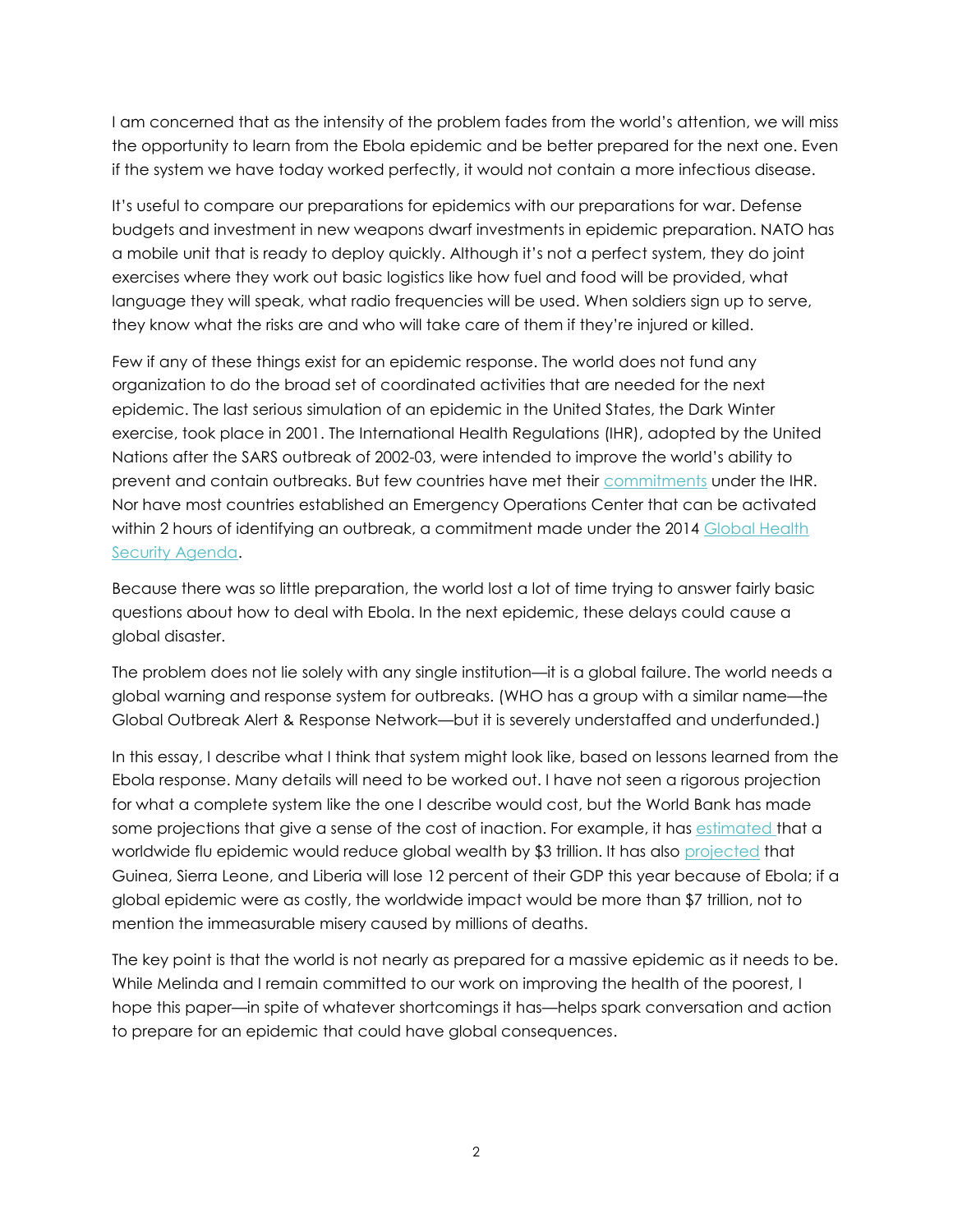I am concerned that as the intensity of the problem fades from the world's attention, we will miss the opportunity to learn from the Ebola epidemic and be better prepared for the next one. Even if the system we have today worked perfectly, it would not contain a more infectious disease.

It's useful to compare our preparations for epidemics with our preparations for war. Defense budgets and investment in new weapons dwarf investments in epidemic preparation. NATO has a mobile unit that is ready to deploy quickly. Although it's not a perfect system, they do joint exercises where they work out basic logistics like how fuel and food will be provided, what language they will speak, what radio frequencies will be used. When soldiers sign up to serve, they know what the risks are and who will take care of them if they're injured or killed.

Few if any of these things exist for an epidemic response. The world does not fund any organization to do the broad set of coordinated activities that are needed for the next epidemic. The last serious simulation of an epidemic in the United States, the Dark Winter exercise, took place in 2001. The International Health Regulations (IHR), adopted by the United Nations after the SARS outbreak of 2002-03, were intended to improve the world's ability to prevent and contain outbreaks. But few countries have met their commitments under the IHR. Nor have most countries established an Emergency Operations Center that can be activated within 2 hours of identifying an outbreak, a commitment made under the 2014 Global Health Security Agenda.

Because there was so little preparation, the world lost a lot of time trying to answer fairly basic questions about how to deal with Ebola. In the next epidemic, these delays could cause a global disaster.

The problem does not lie solely with any single institution—it is a global failure. The world needs a global warning and response system for outbreaks. (WHO has a group with a similar name—the Global Outbreak Alert & Response Network—but it is severely understaffed and underfunded.)

In this essay, I describe what I think that system might look like, based on lessons learned from the Ebola response. Many details will need to be worked out. I have not seen a rigorous projection for what a complete system like the one I describe would cost, but the World Bank has made some projections that give a sense of the cost of inaction. For example, it has estimated that a worldwide flu epidemic would reduce global wealth by $3 trillion. It has also projected that Guinea, Sierra Leone, and Liberia will lose 12 percent of their GDP this year because of Ebola; if a global epidemic were as costly, the worldwide impact would be more than $7 trillion, not to mention the immeasurable misery caused by millions of deaths.

The key point is that the world is not nearly as prepared for a massive epidemic as it needs to be. While Melinda and I remain committed to our work on improving the health of the poorest, I hope this paper—in spite of whatever shortcomings it has—helps spark conversation and action to prepare for an epidemic that could have global consequences.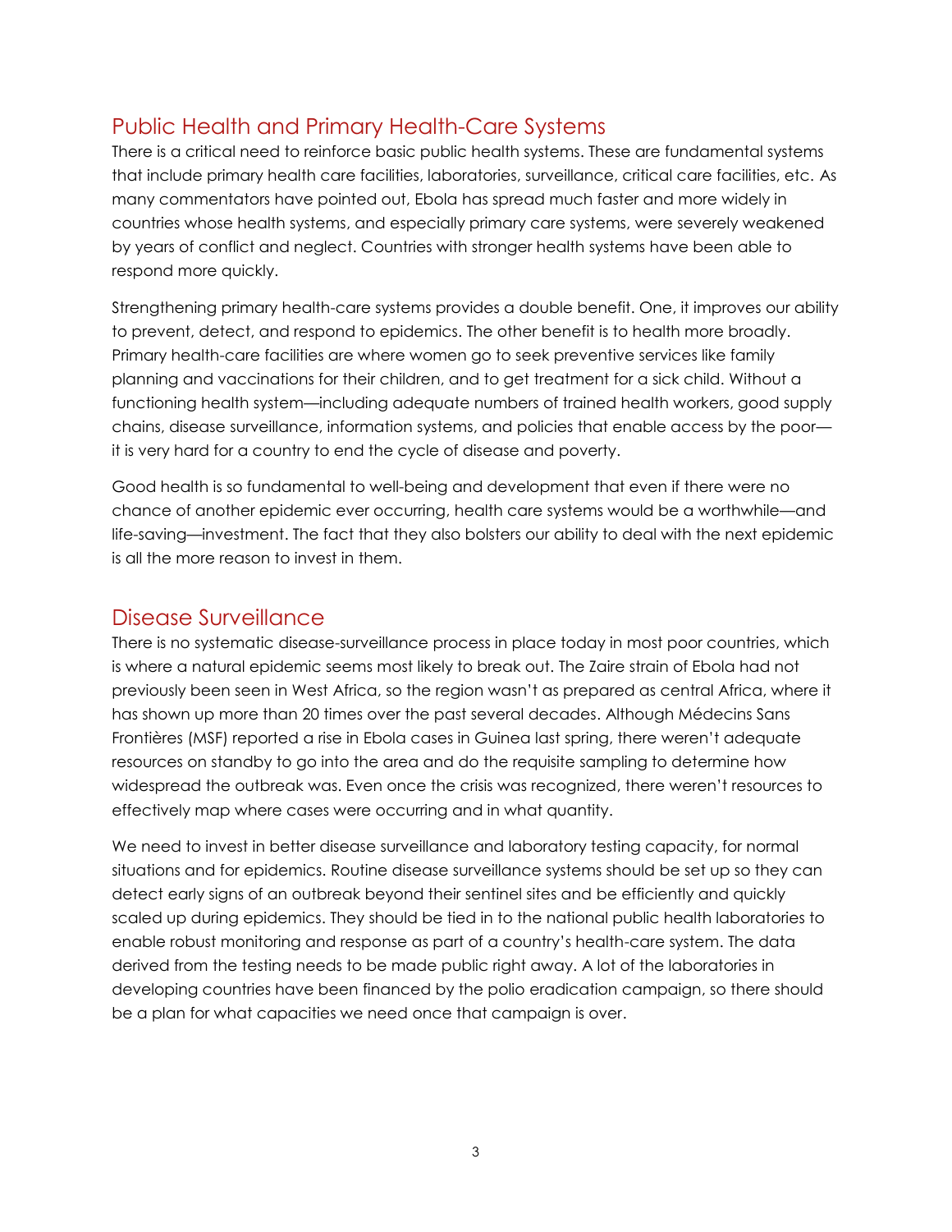## Public Health and Primary Health-Care Systems

There is a critical need to reinforce basic public health systems. These are fundamental systems that include primary health care facilities, laboratories, surveillance, critical care facilities, etc. As many commentators have pointed out, Ebola has spread much faster and more widely in countries whose health systems, and especially primary care systems, were severely weakened by years of conflict and neglect. Countries with stronger health systems have been able to respond more quickly.

Strengthening primary health-care systems provides a double benefit. One, it improves our ability to prevent, detect, and respond to epidemics. The other benefit is to health more broadly. Primary health-care facilities are where women go to seek preventive services like family planning and vaccinations for their children, and to get treatment for a sick child. Without a functioning health system—including adequate numbers of trained health workers, good supply chains, disease surveillance, information systems, and policies that enable access by the poor—it is very hard for a country to end the cycle of disease and poverty.

Good health is so fundamental to well-being and development that even if there were no chance of another epidemic ever occurring, health care systems would be a worthwhile—and life-saving—investment. The fact that they also bolsters our ability to deal with the next epidemic is all the more reason to invest in them.

## Disease Surveillance

There is no systematic disease-surveillance process in place today in most poor countries, which is where a natural epidemic seems most likely to break out. The Zaire strain of Ebola had not previously been seen in West Africa, so the region wasn't as prepared as central Africa, where it has shown up more than 20 times over the past several decades. Although Médecins Sans Frontières (MSF) reported a rise in Ebola cases in Guinea last spring, there weren't adequate resources on standby to go into the area and do the requisite sampling to determine how widespread the outbreak was. Even once the crisis was recognized, there weren't resources to effectively map where cases were occurring and in what quantity.

We need to invest in better disease surveillance and laboratory testing capacity, for normal situations and for epidemics. Routine disease surveillance systems should be set up so they can detect early signs of an outbreak beyond their sentinel sites and be efficiently and quickly scaled up during epidemics. They should be tied in to the national public health laboratories to enable robust monitoring and response as part of a country's health-care system. The data derived from the testing needs to be made public right away. A lot of the laboratories in developing countries have been financed by the polio eradication campaign, so there should be a plan for what capacities we need once that campaign is over.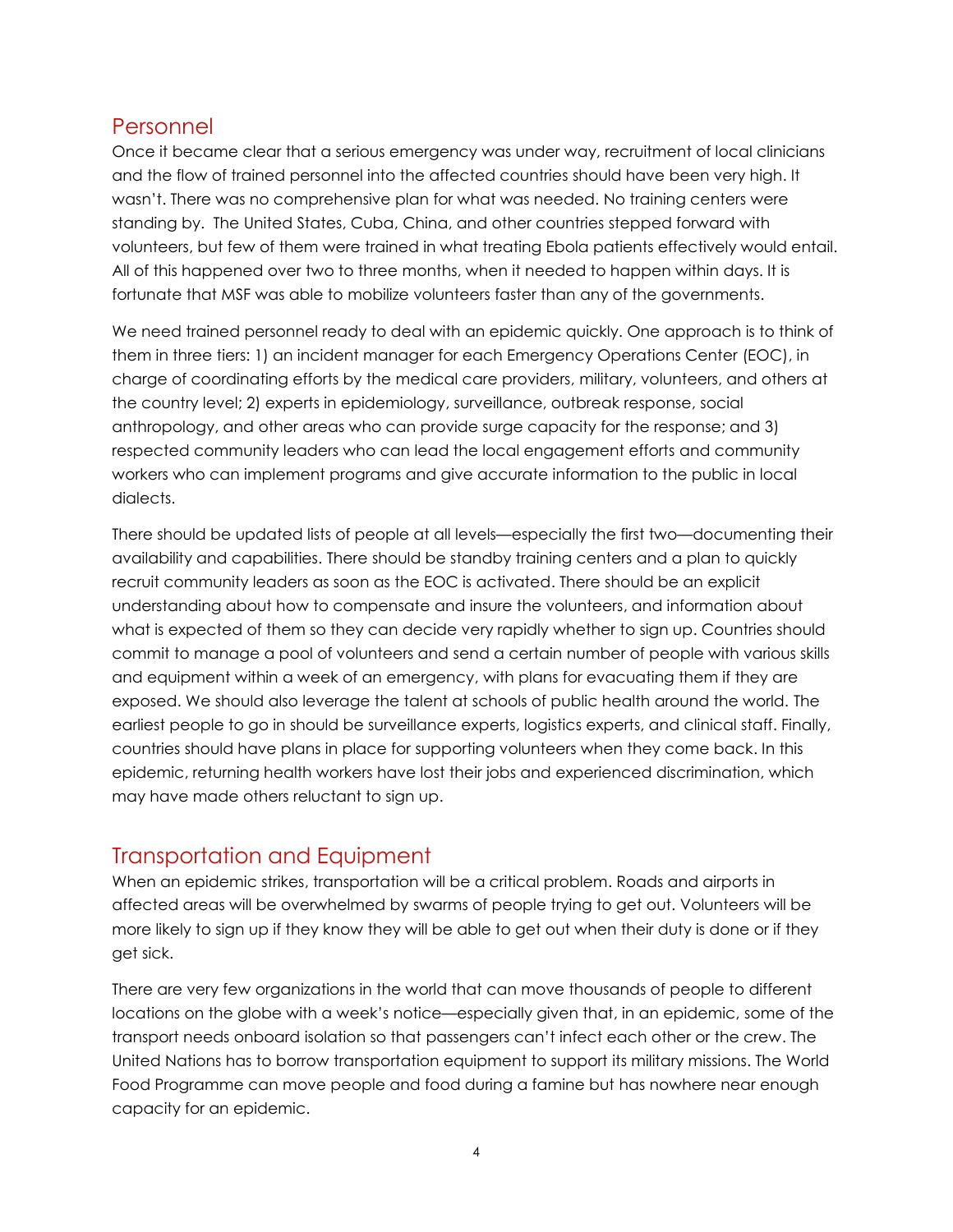## Personnel

Once it became clear that a serious emergency was under way, recruitment of local clinicians and the flow of trained personnel into the affected countries should have been very high. It wasn't. There was no comprehensive plan for what was needed. No training centers were standing by. The United States, Cuba, China, and other countries stepped forward with volunteers, but few of them were trained in what treating Ebola patients effectively would entail. All of this happened over two to three months, when it needed to happen within days. It is fortunate that MSF was able to mobilize volunteers faster than any of the governments.

We need trained personnel ready to deal with an epidemic quickly. One approach is to think of them in three tiers: 1) an incident manager for each Emergency Operations Center (EOC), in charge of coordinating efforts by the medical care providers, military, volunteers, and others at the country level; 2) experts in epidemiology, surveillance, outbreak response, social anthropology, and other areas who can provide surge capacity for the response; and 3) respected community leaders who can lead the local engagement efforts and community workers who can implement programs and give accurate information to the public in local dialects.

There should be updated lists of people at all levels—especially the first two—documenting their availability and capabilities. There should be standby training centers and a plan to quickly recruit community leaders as soon as the EOC is activated. There should be an explicit understanding about how to compensate and insure the volunteers, and information about what is expected of them so they can decide very rapidly whether to sign up. Countries should commit to manage a pool of volunteers and send a certain number of people with various skills and equipment within a week of an emergency, with plans for evacuating them if they are exposed. We should also leverage the talent at schools of public health around the world. The earliest people to go in should be surveillance experts, logistics experts, and clinical staff. Finally, countries should have plans in place for supporting volunteers when they come back. In this epidemic, returning health workers have lost their jobs and experienced discrimination, which may have made others reluctant to sign up.

## Transportation and Equipment

When an epidemic strikes, transportation will be a critical problem. Roads and airports in affected areas will be overwhelmed by swarms of people trying to get out. Volunteers will be more likely to sign up if they know they will be able to get out when their duty is done or if they get sick.

There are very few organizations in the world that can move thousands of people to different locations on the globe with a week's notice—especially given that, in an epidemic, some of the transport needs onboard isolation so that passengers can't infect each other or the crew. The United Nations has to borrow transportation equipment to support its military missions. The World Food Programme can move people and food during a famine but has nowhere near enough capacity for an epidemic.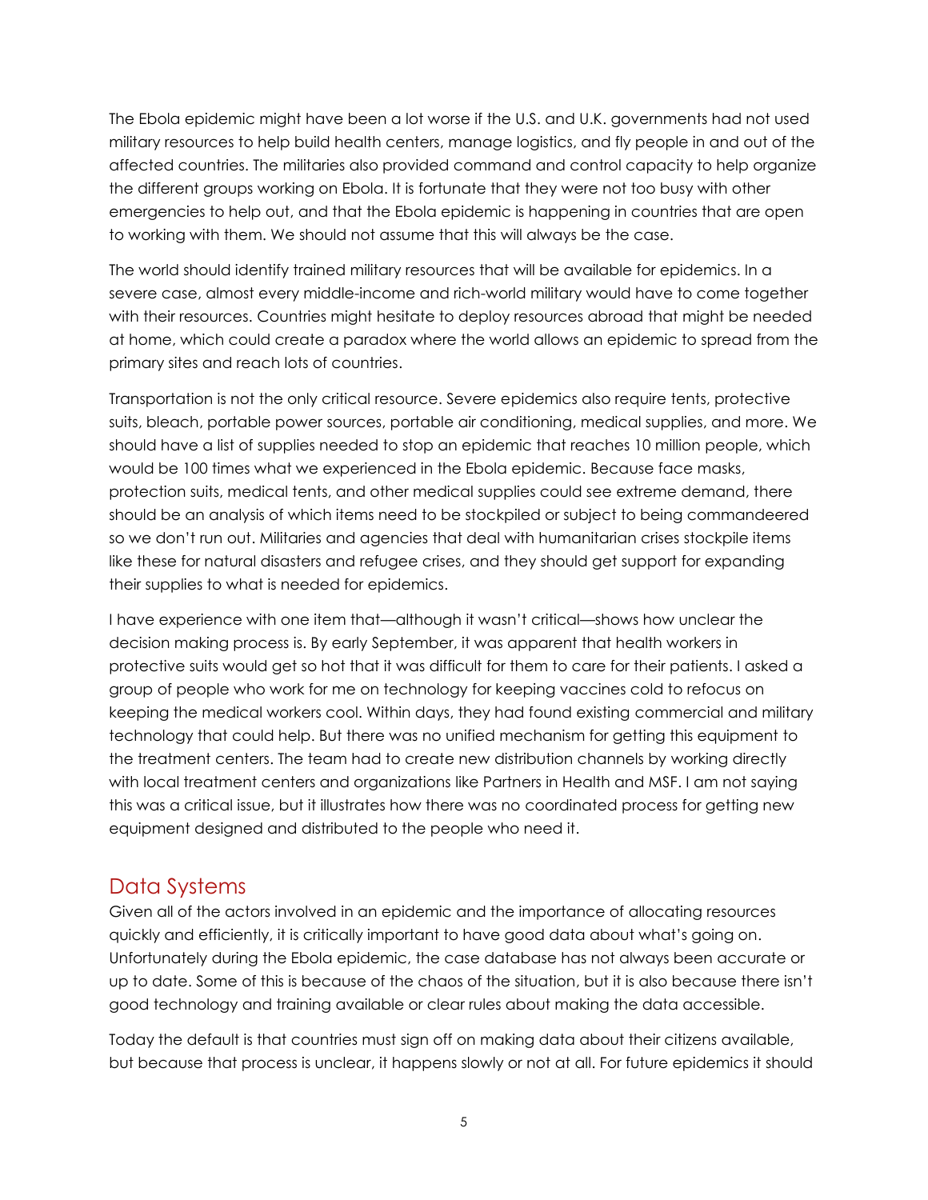The Ebola epidemic might have been a lot worse if the U.S. and U.K. governments had not used military resources to help build health centers, manage logistics, and fly people in and out of the affected countries. The militaries also provided command and control capacity to help organize the different groups working on Ebola. It is fortunate that they were not too busy with other emergencies to help out, and that the Ebola epidemic is happening in countries that are open to working with them. We should not assume that this will always be the case.

The world should identify trained military resources that will be available for epidemics. In a severe case, almost every middle-income and rich-world military would have to come together with their resources. Countries might hesitate to deploy resources abroad that might be needed at home, which could create a paradox where the world allows an epidemic to spread from the primary sites and reach lots of countries.

Transportation is not the only critical resource. Severe epidemics also require tents, protective suits, bleach, portable power sources, portable air conditioning, medical supplies, and more. We should have a list of supplies needed to stop an epidemic that reaches 10 million people, which would be 100 times what we experienced in the Ebola epidemic. Because face masks, protection suits, medical tents, and other medical supplies could see extreme demand, there should be an analysis of which items need to be stockpiled or subject to being commandeered so we don't run out. Militaries and agencies that deal with humanitarian crises stockpile items like these for natural disasters and refugee crises, and they should get support for expanding their supplies to what is needed for epidemics.

I have experience with one item that—although it wasn't critical—shows how unclear the decision making process is. By early September, it was apparent that health workers in protective suits would get so hot that it was difficult for them to care for their patients. I asked a group of people who work for me on technology for keeping vaccines cold to refocus on keeping the medical workers cool. Within days, they had found existing commercial and military technology that could help. But there was no unified mechanism for getting this equipment to the treatment centers. The team had to create new distribution channels by working directly with local treatment centers and organizations like Partners in Health and MSF. I am not saying this was a critical issue, but it illustrates how there was no coordinated process for getting new equipment designed and distributed to the people who need it.

## Data Systems

Given all of the actors involved in an epidemic and the importance of allocating resources quickly and efficiently, it is critically important to have good data about what's going on. Unfortunately during the Ebola epidemic, the case database has not always been accurate or up to date. Some of this is because of the chaos of the situation, but it is also because there isn't good technology and training available or clear rules about making the data accessible.

Today the default is that countries must sign off on making data about their citizens available, but because that process is unclear, it happens slowly or not at all. For future epidemics it should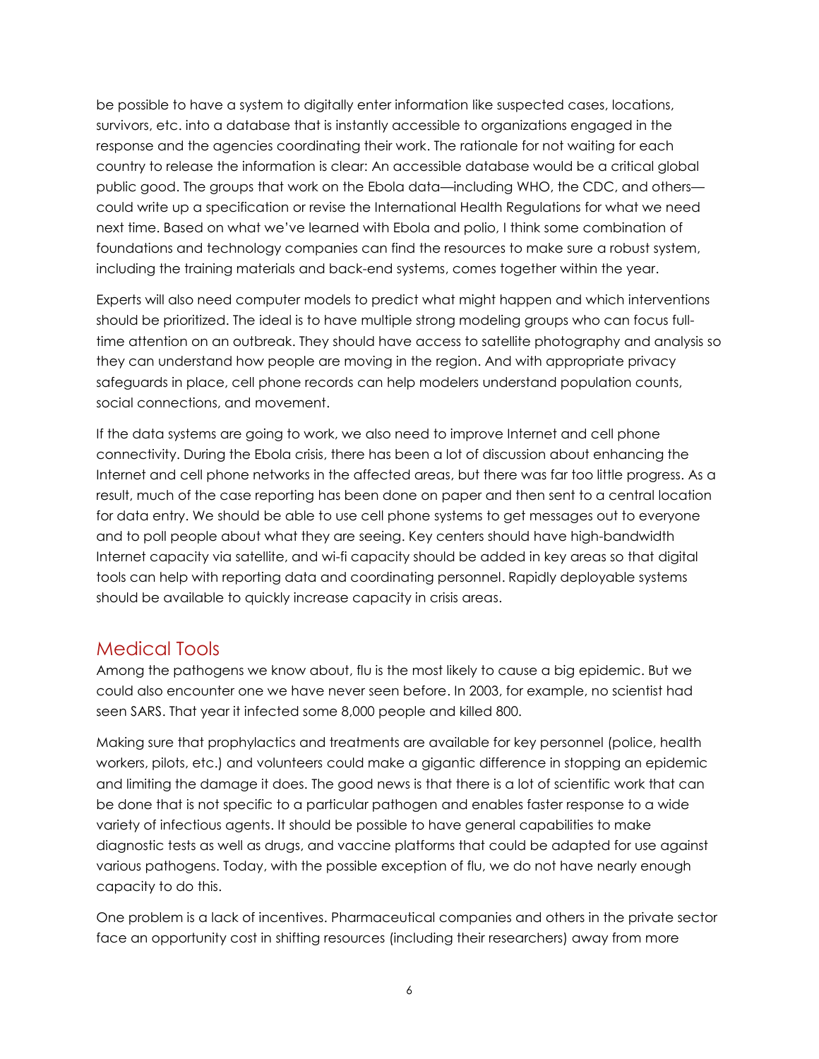be possible to have a system to digitally enter information like suspected cases, locations, survivors, etc. into a database that is instantly accessible to organizations engaged in the response and the agencies coordinating their work. The rationale for not waiting for each country to release the information is clear: An accessible database would be a critical global public good. The groups that work on the Ebola data—including WHO, the CDC, and others—could write up a specification or revise the International Health Regulations for what we need next time. Based on what we've learned with Ebola and polio, I think some combination of foundations and technology companies can find the resources to make sure a robust system, including the training materials and back-end systems, comes together within the year.

Experts will also need computer models to predict what might happen and which interventions should be prioritized. The ideal is to have multiple strong modeling groups who can focus full-time attention on an outbreak. They should have access to satellite photography and analysis so they can understand how people are moving in the region. And with appropriate privacy safeguards in place, cell phone records can help modelers understand population counts, social connections, and movement.

If the data systems are going to work, we also need to improve Internet and cell phone connectivity. During the Ebola crisis, there has been a lot of discussion about enhancing the Internet and cell phone networks in the affected areas, but there was far too little progress. As a result, much of the case reporting has been done on paper and then sent to a central location for data entry. We should be able to use cell phone systems to get messages out to everyone and to poll people about what they are seeing. Key centers should have high-bandwidth Internet capacity via satellite, and wi-fi capacity should be added in key areas so that digital tools can help with reporting data and coordinating personnel. Rapidly deployable systems should be available to quickly increase capacity in crisis areas.

## Medical Tools

Among the pathogens we know about, flu is the most likely to cause a big epidemic. But we could also encounter one we have never seen before. In 2003, for example, no scientist had seen SARS. That year it infected some 8,000 people and killed 800.

Making sure that prophylactics and treatments are available for key personnel (police, health workers, pilots, etc.) and volunteers could make a gigantic difference in stopping an epidemic and limiting the damage it does. The good news is that there is a lot of scientific work that can be done that is not specific to a particular pathogen and enables faster response to a wide variety of infectious agents. It should be possible to have general capabilities to make diagnostic tests as well as drugs, and vaccine platforms that could be adapted for use against various pathogens. Today, with the possible exception of flu, we do not have nearly enough capacity to do this.

One problem is a lack of incentives. Pharmaceutical companies and others in the private sector face an opportunity cost in shifting resources (including their researchers) away from more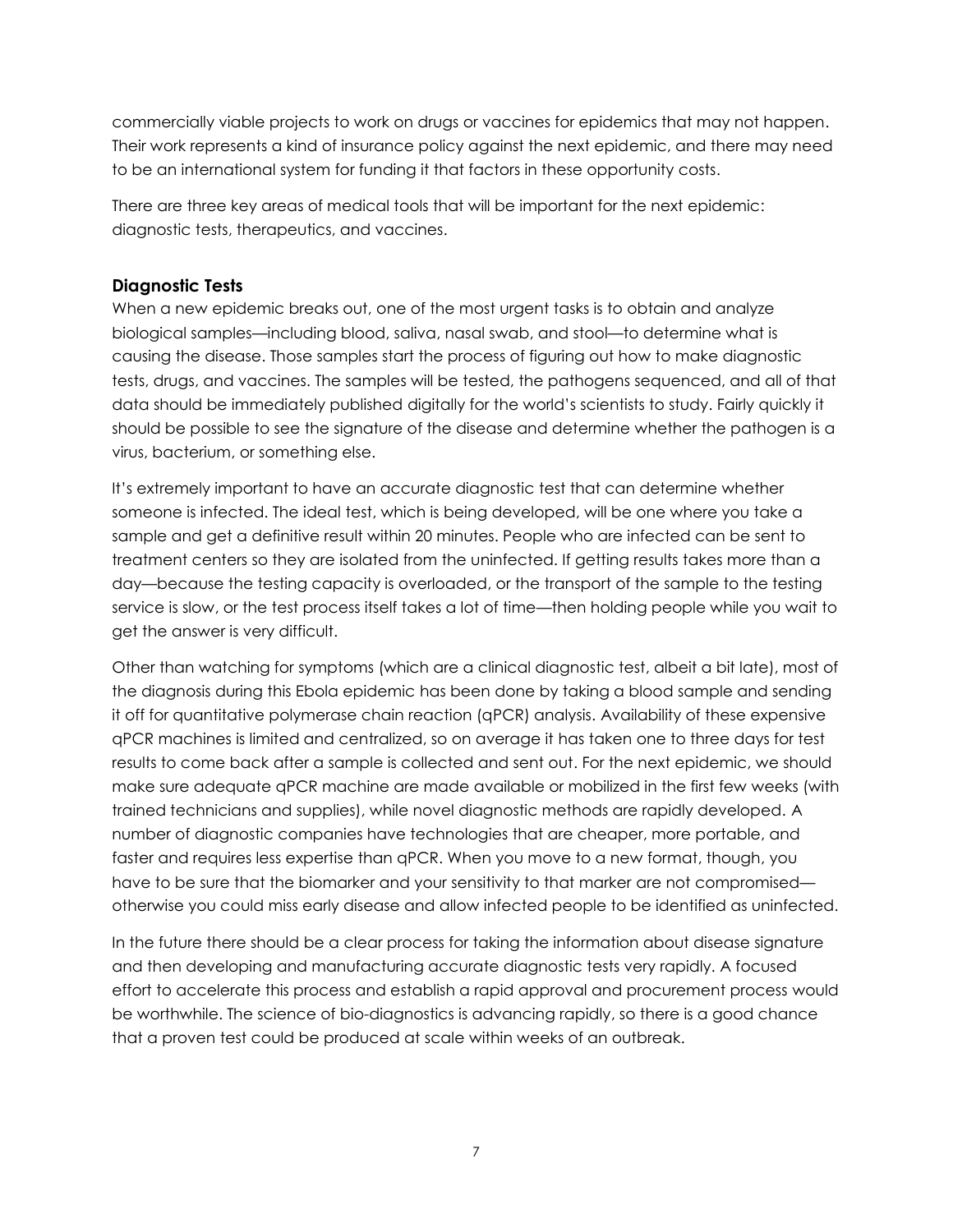commercially viable projects to work on drugs or vaccines for epidemics that may not happen. Their work represents a kind of insurance policy against the next epidemic, and there may need to be an international system for funding it that factors in these opportunity costs.

There are three key areas of medical tools that will be important for the next epidemic: diagnostic tests, therapeutics, and vaccines.

### Diagnostic Tests

When a new epidemic breaks out, one of the most urgent tasks is to obtain and analyze biological samples—including blood, saliva, nasal swab, and stool—to determine what is causing the disease. Those samples start the process of figuring out how to make diagnostic tests, drugs, and vaccines. The samples will be tested, the pathogens sequenced, and all of that data should be immediately published digitally for the world's scientists to study. Fairly quickly it should be possible to see the signature of the disease and determine whether the pathogen is a virus, bacterium, or something else.

It's extremely important to have an accurate diagnostic test that can determine whether someone is infected. The ideal test, which is being developed, will be one where you take a sample and get a definitive result within 20 minutes. People who are infected can be sent to treatment centers so they are isolated from the uninfected. If getting results takes more than a day—because the testing capacity is overloaded, or the transport of the sample to the testing service is slow, or the test process itself takes a lot of time—then holding people while you wait to get the answer is very difficult.

Other than watching for symptoms (which are a clinical diagnostic test, albeit a bit late), most of the diagnosis during this Ebola epidemic has been done by taking a blood sample and sending it off for quantitative polymerase chain reaction (qPCR) analysis. Availability of these expensive qPCR machines is limited and centralized, so on average it has taken one to three days for test results to come back after a sample is collected and sent out. For the next epidemic, we should make sure adequate qPCR machine are made available or mobilized in the first few weeks (with trained technicians and supplies), while novel diagnostic methods are rapidly developed. A number of diagnostic companies have technologies that are cheaper, more portable, and faster and requires less expertise than qPCR. When you move to a new format, though, you have to be sure that the biomarker and your sensitivity to that marker are not compromised—otherwise you could miss early disease and allow infected people to be identified as uninfected.

In the future there should be a clear process for taking the information about disease signature and then developing and manufacturing accurate diagnostic tests very rapidly. A focused effort to accelerate this process and establish a rapid approval and procurement process would be worthwhile. The science of bio-diagnostics is advancing rapidly, so there is a good chance that a proven test could be produced at scale within weeks of an outbreak.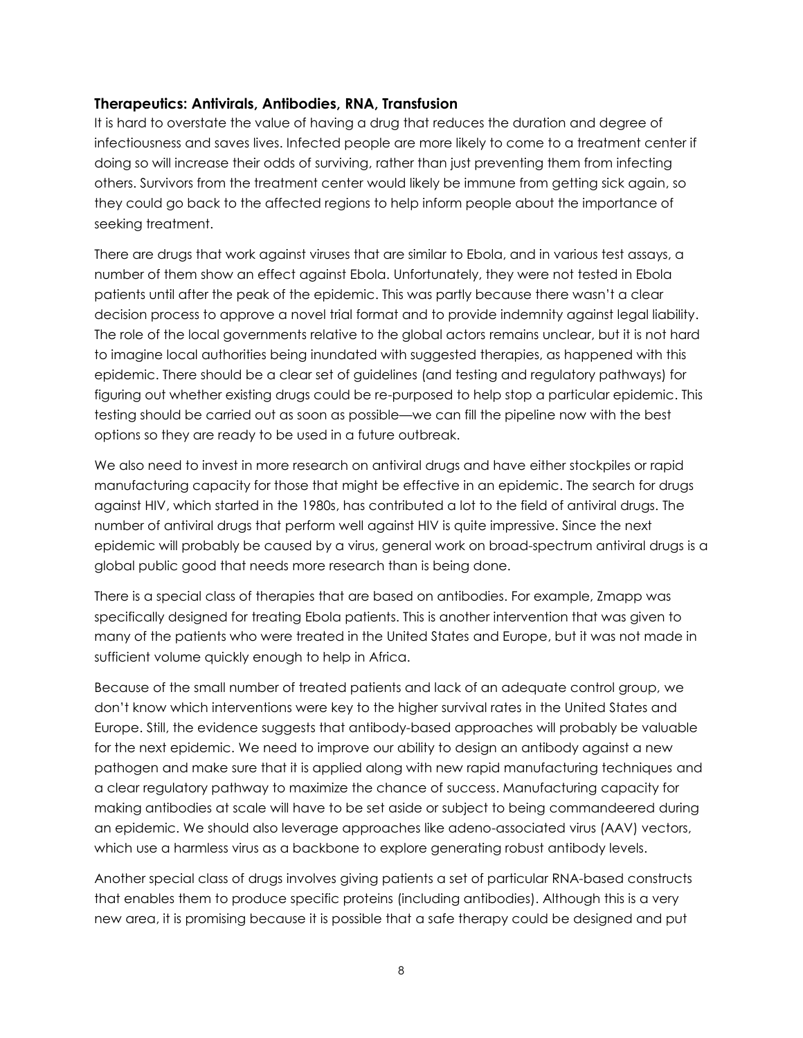### Therapeutics: Antivirals, Antibodies, RNA, Transfusion

It is hard to overstate the value of having a drug that reduces the duration and degree of infectiousness and saves lives. Infected people are more likely to come to a treatment center if doing so will increase their odds of surviving, rather than just preventing them from infecting others. Survivors from the treatment center would likely be immune from getting sick again, so they could go back to the affected regions to help inform people about the importance of seeking treatment.

There are drugs that work against viruses that are similar to Ebola, and in various test assays, a number of them show an effect against Ebola. Unfortunately, they were not tested in Ebola patients until after the peak of the epidemic. This was partly because there wasn't a clear decision process to approve a novel trial format and to provide indemnity against legal liability. The role of the local governments relative to the global actors remains unclear, but it is not hard to imagine local authorities being inundated with suggested therapies, as happened with this epidemic. There should be a clear set of guidelines (and testing and regulatory pathways) for figuring out whether existing drugs could be re-purposed to help stop a particular epidemic. This testing should be carried out as soon as possible—we can fill the pipeline now with the best options so they are ready to be used in a future outbreak.

We also need to invest in more research on antiviral drugs and have either stockpiles or rapid manufacturing capacity for those that might be effective in an epidemic. The search for drugs against HIV, which started in the 1980s, has contributed a lot to the field of antiviral drugs. The number of antiviral drugs that perform well against HIV is quite impressive. Since the next epidemic will probably be caused by a virus, general work on broad-spectrum antiviral drugs is a global public good that needs more research than is being done.

There is a special class of therapies that are based on antibodies. For example, Zmapp was specifically designed for treating Ebola patients. This is another intervention that was given to many of the patients who were treated in the United States and Europe, but it was not made in sufficient volume quickly enough to help in Africa.

Because of the small number of treated patients and lack of an adequate control group, we don't know which interventions were key to the higher survival rates in the United States and Europe. Still, the evidence suggests that antibody-based approaches will probably be valuable for the next epidemic. We need to improve our ability to design an antibody against a new pathogen and make sure that it is applied along with new rapid manufacturing techniques and a clear regulatory pathway to maximize the chance of success. Manufacturing capacity for making antibodies at scale will have to be set aside or subject to being commandeered during an epidemic. We should also leverage approaches like adeno-associated virus (AAV) vectors, which use a harmless virus as a backbone to explore generating robust antibody levels.

Another special class of drugs involves giving patients a set of particular RNA-based constructs that enables them to produce specific proteins (including antibodies). Although this is a very new area, it is promising because it is possible that a safe therapy could be designed and put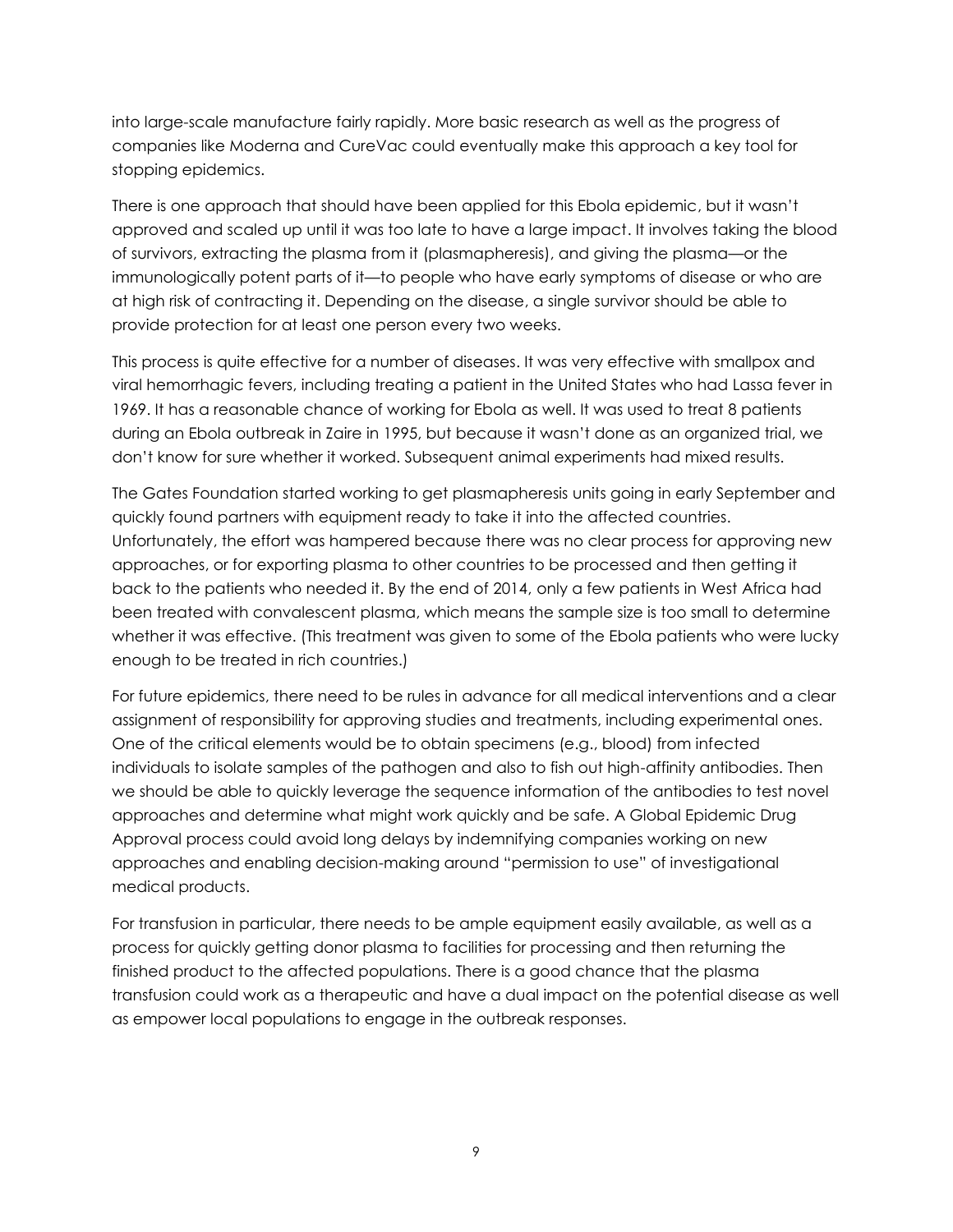into large-scale manufacture fairly rapidly. More basic research as well as the progress of companies like Moderna and CureVac could eventually make this approach a key tool for stopping epidemics.

There is one approach that should have been applied for this Ebola epidemic, but it wasn't approved and scaled up until it was too late to have a large impact. It involves taking the blood of survivors, extracting the plasma from it (plasmapheresis), and giving the plasma—or the immunologically potent parts of it—to people who have early symptoms of disease or who are at high risk of contracting it. Depending on the disease, a single survivor should be able to provide protection for at least one person every two weeks.

This process is quite effective for a number of diseases. It was very effective with smallpox and viral hemorrhagic fevers, including treating a patient in the United States who had Lassa fever in 1969. It has a reasonable chance of working for Ebola as well. It was used to treat 8 patients during an Ebola outbreak in Zaire in 1995, but because it wasn't done as an organized trial, we don't know for sure whether it worked. Subsequent animal experiments had mixed results.

The Gates Foundation started working to get plasmapheresis units going in early September and quickly found partners with equipment ready to take it into the affected countries. Unfortunately, the effort was hampered because there was no clear process for approving new approaches, or for exporting plasma to other countries to be processed and then getting it back to the patients who needed it. By the end of 2014, only a few patients in West Africa had been treated with convalescent plasma, which means the sample size is too small to determine whether it was effective. (This treatment was given to some of the Ebola patients who were lucky enough to be treated in rich countries.)

For future epidemics, there need to be rules in advance for all medical interventions and a clear assignment of responsibility for approving studies and treatments, including experimental ones. One of the critical elements would be to obtain specimens (e.g., blood) from infected individuals to isolate samples of the pathogen and also to fish out high-affinity antibodies. Then we should be able to quickly leverage the sequence information of the antibodies to test novel approaches and determine what might work quickly and be safe. A Global Epidemic Drug Approval process could avoid long delays by indemnifying companies working on new approaches and enabling decision-making around "permission to use" of investigational medical products.

For transfusion in particular, there needs to be ample equipment easily available, as well as a process for quickly getting donor plasma to facilities for processing and then returning the finished product to the affected populations. There is a good chance that the plasma transfusion could work as a therapeutic and have a dual impact on the potential disease as well as empower local populations to engage in the outbreak responses.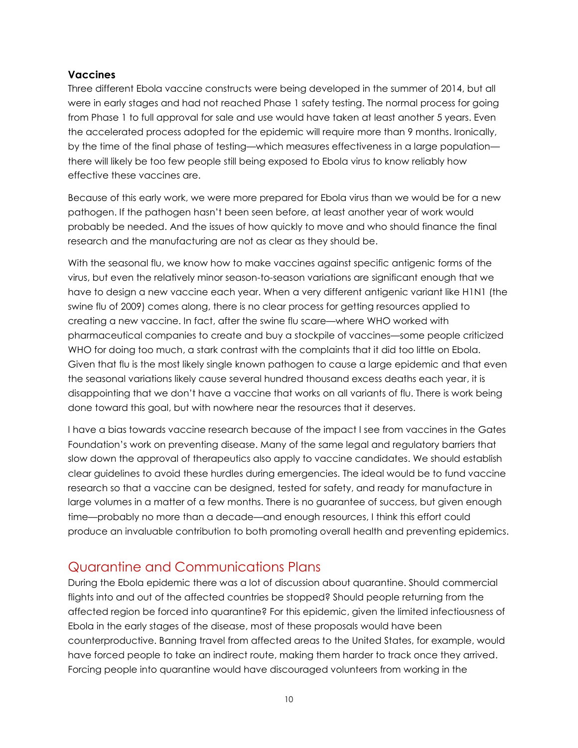### Vaccines

Three different Ebola vaccine constructs were being developed in the summer of 2014, but all were in early stages and had not reached Phase 1 safety testing. The normal process for going from Phase 1 to full approval for sale and use would have taken at least another 5 years. Even the accelerated process adopted for the epidemic will require more than 9 months. Ironically, by the time of the final phase of testing—which measures effectiveness in a large population—there will likely be too few people still being exposed to Ebola virus to know reliably how effective these vaccines are.

Because of this early work, we were more prepared for Ebola virus than we would be for a new pathogen. If the pathogen hasn't been seen before, at least another year of work would probably be needed. And the issues of how quickly to move and who should finance the final research and the manufacturing are not as clear as they should be.

With the seasonal flu, we know how to make vaccines against specific antigenic forms of the virus, but even the relatively minor season-to-season variations are significant enough that we have to design a new vaccine each year. When a very different antigenic variant like H1N1 (the swine flu of 2009) comes along, there is no clear process for getting resources applied to creating a new vaccine. In fact, after the swine flu scare—where WHO worked with pharmaceutical companies to create and buy a stockpile of vaccines—some people criticized WHO for doing too much, a stark contrast with the complaints that it did too little on Ebola. Given that flu is the most likely single known pathogen to cause a large epidemic and that even the seasonal variations likely cause several hundred thousand excess deaths each year, it is disappointing that we don't have a vaccine that works on all variants of flu. There is work being done toward this goal, but with nowhere near the resources that it deserves.

I have a bias towards vaccine research because of the impact I see from vaccines in the Gates Foundation's work on preventing disease. Many of the same legal and regulatory barriers that slow down the approval of therapeutics also apply to vaccine candidates. We should establish clear guidelines to avoid these hurdles during emergencies. The ideal would be to fund vaccine research so that a vaccine can be designed, tested for safety, and ready for manufacture in large volumes in a matter of a few months. There is no guarantee of success, but given enough time—probably no more than a decade—and enough resources, I think this effort could produce an invaluable contribution to both promoting overall health and preventing epidemics.

## Quarantine and Communications Plans

During the Ebola epidemic there was a lot of discussion about quarantine. Should commercial flights into and out of the affected countries be stopped? Should people returning from the affected region be forced into quarantine? For this epidemic, given the limited infectiousness of Ebola in the early stages of the disease, most of these proposals would have been counterproductive. Banning travel from affected areas to the United States, for example, would have forced people to take an indirect route, making them harder to track once they arrived. Forcing people into quarantine would have discouraged volunteers from working in the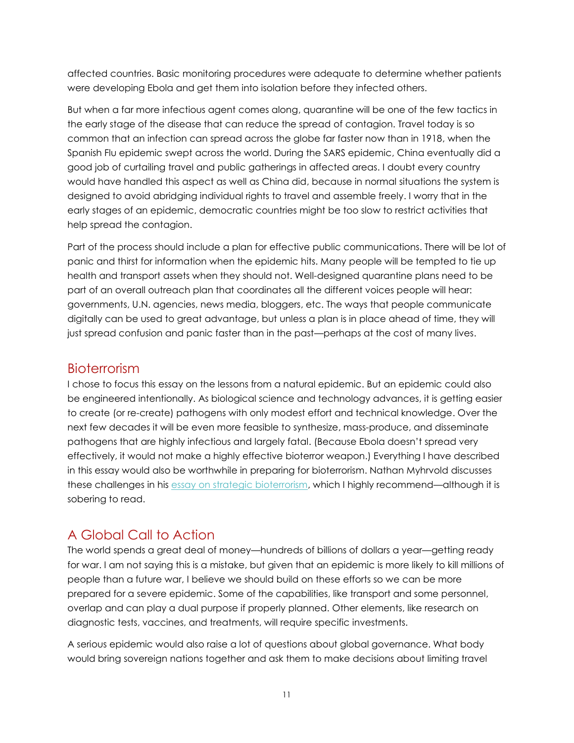affected countries. Basic monitoring procedures were adequate to determine whether patients were developing Ebola and get them into isolation before they infected others.

But when a far more infectious agent comes along, quarantine will be one of the few tactics in the early stage of the disease that can reduce the spread of contagion. Travel today is so common that an infection can spread across the globe far faster now than in 1918, when the Spanish Flu epidemic swept across the world. During the SARS epidemic, China eventually did a good job of curtailing travel and public gatherings in affected areas. I doubt every country would have handled this aspect as well as China did, because in normal situations the system is designed to avoid abridging individual rights to travel and assemble freely. I worry that in the early stages of an epidemic, democratic countries might be too slow to restrict activities that help spread the contagion.

Part of the process should include a plan for effective public communications. There will be lot of panic and thirst for information when the epidemic hits. Many people will be tempted to tie up health and transport assets when they should not. Well-designed quarantine plans need to be part of an overall outreach plan that coordinates all the different voices people will hear: governments, U.N. agencies, news media, bloggers, etc. The ways that people communicate digitally can be used to great advantage, but unless a plan is in place ahead of time, they will just spread confusion and panic faster than in the past—perhaps at the cost of many lives.

## Bioterrorism

I chose to focus this essay on the lessons from a natural epidemic. But an epidemic could also be engineered intentionally. As biological science and technology advances, it is getting easier to create (or re-create) pathogens with only modest effort and technical knowledge. Over the next few decades it will be even more feasible to synthesize, mass-produce, and disseminate pathogens that are highly infectious and largely fatal. (Because Ebola doesn't spread very effectively, it would not make a highly effective bioterror weapon.) Everything I have described in this essay would also be worthwhile in preparing for bioterrorism. Nathan Myhrvold discusses these challenges in his essay on strategic bioterrorism, which I highly recommend—although it is sobering to read.

## A Global Call to Action

The world spends a great deal of money—hundreds of billions of dollars a year—getting ready for war. I am not saying this is a mistake, but given that an epidemic is more likely to kill millions of people than a future war, I believe we should build on these efforts so we can be more prepared for a severe epidemic. Some of the capabilities, like transport and some personnel, overlap and can play a dual purpose if properly planned. Other elements, like research on diagnostic tests, vaccines, and treatments, will require specific investments.

A serious epidemic would also raise a lot of questions about global governance. What body would bring sovereign nations together and ask them to make decisions about limiting travel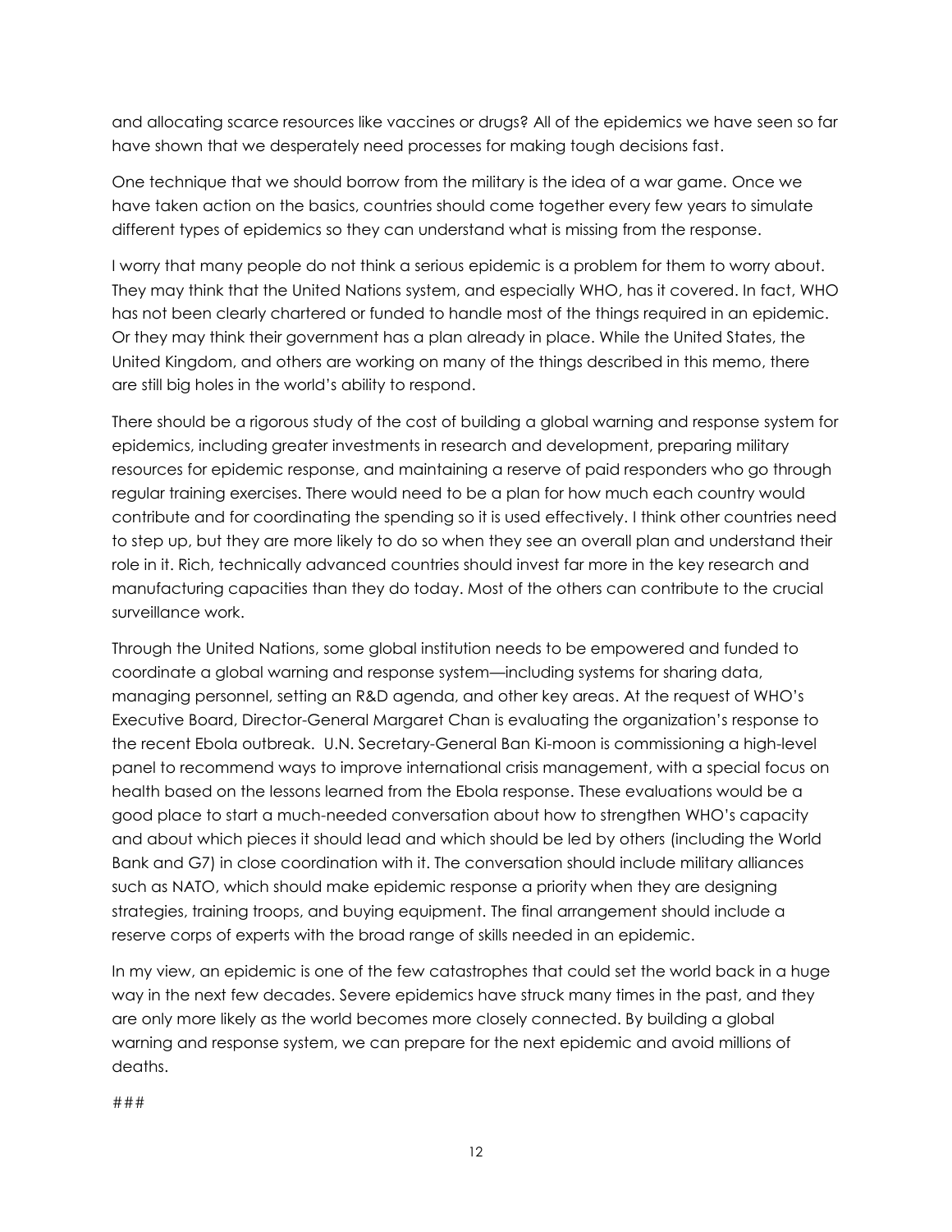and allocating scarce resources like vaccines or drugs? All of the epidemics we have seen so far have shown that we desperately need processes for making tough decisions fast.

One technique that we should borrow from the military is the idea of a war game. Once we have taken action on the basics, countries should come together every few years to simulate different types of epidemics so they can understand what is missing from the response.

I worry that many people do not think a serious epidemic is a problem for them to worry about. They may think that the United Nations system, and especially WHO, has it covered. In fact, WHO has not been clearly chartered or funded to handle most of the things required in an epidemic. Or they may think their government has a plan already in place. While the United States, the United Kingdom, and others are working on many of the things described in this memo, there are still big holes in the world's ability to respond.

There should be a rigorous study of the cost of building a global warning and response system for epidemics, including greater investments in research and development, preparing military resources for epidemic response, and maintaining a reserve of paid responders who go through regular training exercises. There would need to be a plan for how much each country would contribute and for coordinating the spending so it is used effectively. I think other countries need to step up, but they are more likely to do so when they see an overall plan and understand their role in it. Rich, technically advanced countries should invest far more in the key research and manufacturing capacities than they do today. Most of the others can contribute to the crucial surveillance work.

Through the United Nations, some global institution needs to be empowered and funded to coordinate a global warning and response system—including systems for sharing data, managing personnel, setting an R&D agenda, and other key areas. At the request of WHO's Executive Board, Director-General Margaret Chan is evaluating the organization's response to the recent Ebola outbreak. U.N. Secretary-General Ban Ki-moon is commissioning a high-level panel to recommend ways to improve international crisis management, with a special focus on health based on the lessons learned from the Ebola response. These evaluations would be a good place to start a much-needed conversation about how to strengthen WHO's capacity and about which pieces it should lead and which should be led by others (including the World Bank and G7) in close coordination with it. The conversation should include military alliances such as NATO, which should make epidemic response a priority when they are designing strategies, training troops, and buying equipment. The final arrangement should include a reserve corps of experts with the broad range of skills needed in an epidemic.

In my view, an epidemic is one of the few catastrophes that could set the world back in a huge way in the next few decades. Severe epidemics have struck many times in the past, and they are only more likely as the world becomes more closely connected. By building a global warning and response system, we can prepare for the next epidemic and avoid millions of deaths.

###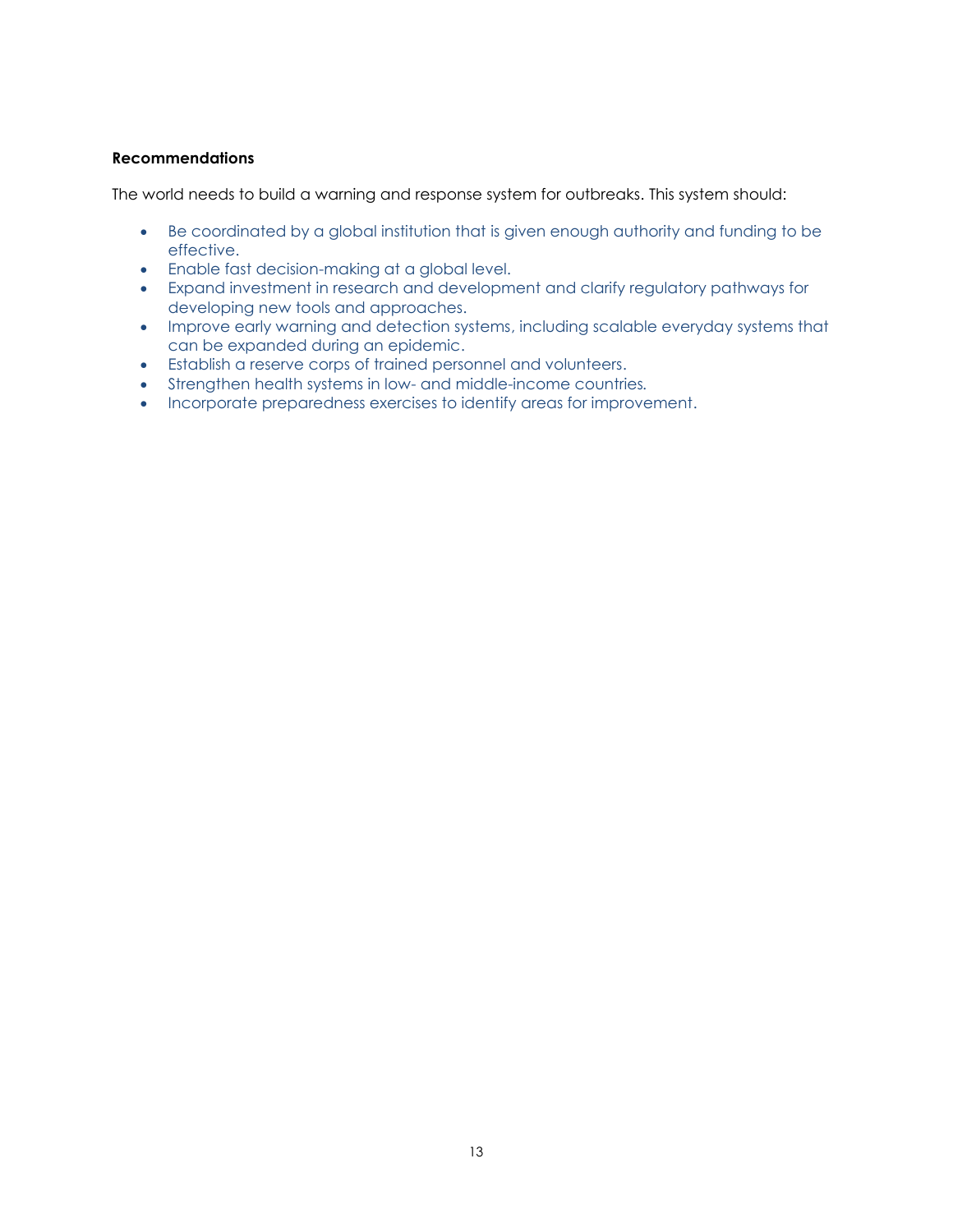**Recommendations**

The world needs to build a warning and response system for outbreaks. This system should:

- Be coordinated by a global institution that is given enough authority and funding to be effective.
- Enable fast decision-making at a global level.
- Expand investment in research and development and clarify regulatory pathways for developing new tools and approaches.
- Improve early warning and detection systems, including scalable everyday systems that can be expanded during an epidemic.
- Establish a reserve corps of trained personnel and volunteers.
- Strengthen health systems in low- and middle-income countries.
- Incorporate preparedness exercises to identify areas for improvement.